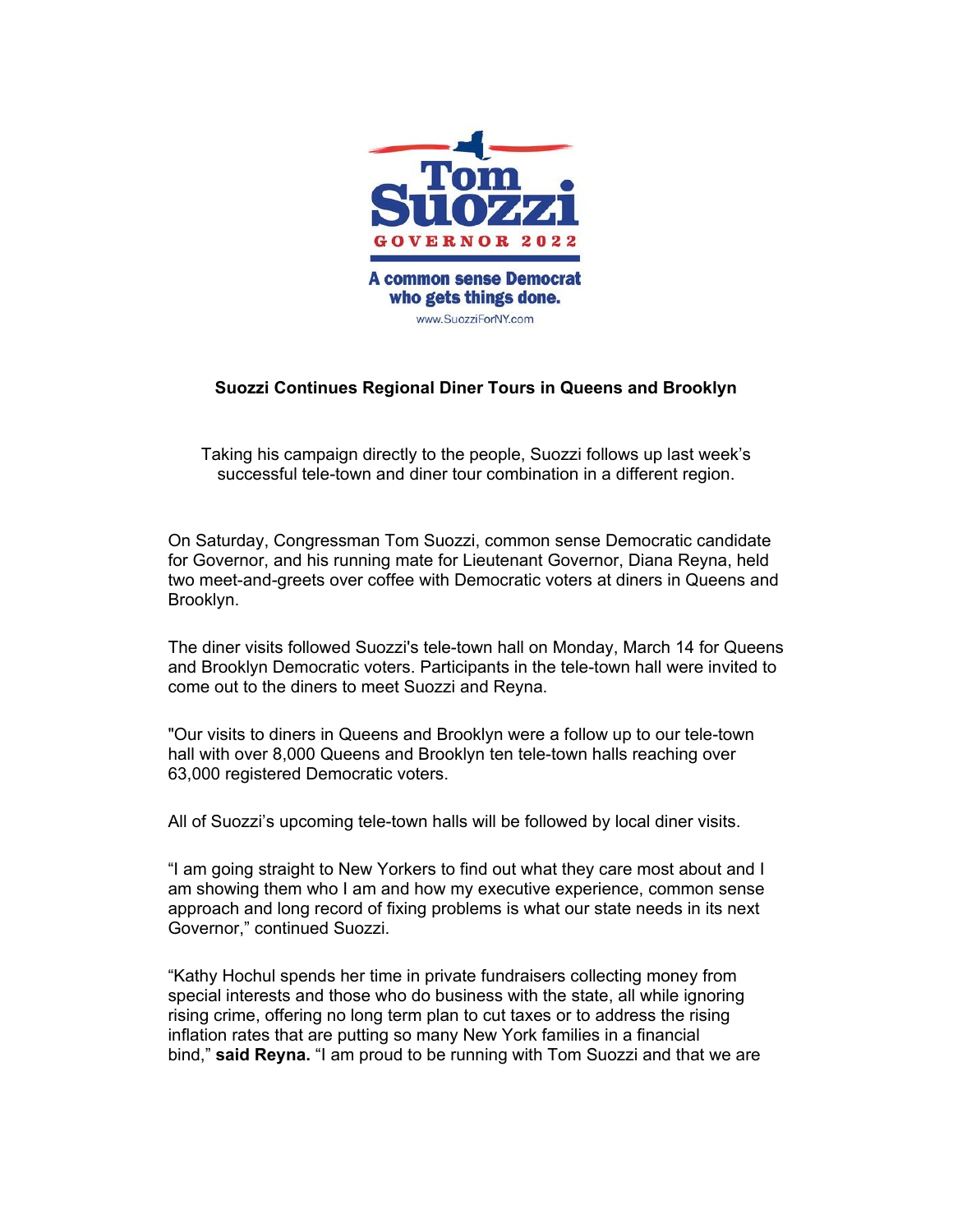Tom Suozzi

GOVERNOR 2022

A common sense Democrat who gets things done.

www.SuozziForNY.com

**Suozzi Continues Regional Diner Tours in Queens and Brooklyn**

Taking his campaign directly to the people, Suozzi follows up last week's successful tele-town and diner tour combination in a different region.

On Saturday, Congressman Tom Suozzi, common sense Democratic candidate for Governor, and his running mate for Lieutenant Governor, Diana Reyna, held two meet-and-greets over coffee with Democratic voters at diners in Queens and Brooklyn.

The diner visits followed Suozzi's tele-town hall on Monday, March 14 for Queens and Brooklyn Democratic voters. Participants in the tele-town hall were invited to come out to the diners to meet Suozzi and Reyna.

"Our visits to diners in Queens and Brooklyn were a follow up to our tele-town hall with over 8,000 Queens and Brooklyn ten tele-town halls reaching over 63,000 registered Democratic voters.

All of Suozzi's upcoming tele-town halls will be followed by local diner visits.

"I am going straight to New Yorkers to find out what they care most about and I am showing them who I am and how my executive experience, common sense approach and long record of fixing problems is what our state needs in its next Governor," continued Suozzi.

"Kathy Hochul spends her time in private fundraisers collecting money from special interests and those who do business with the state, all while ignoring rising crime, offering no long term plan to cut taxes or to address the rising inflation rates that are putting so many New York families in a financial bind," **said Reyna.** "I am proud to be running with Tom Suozzi and that we are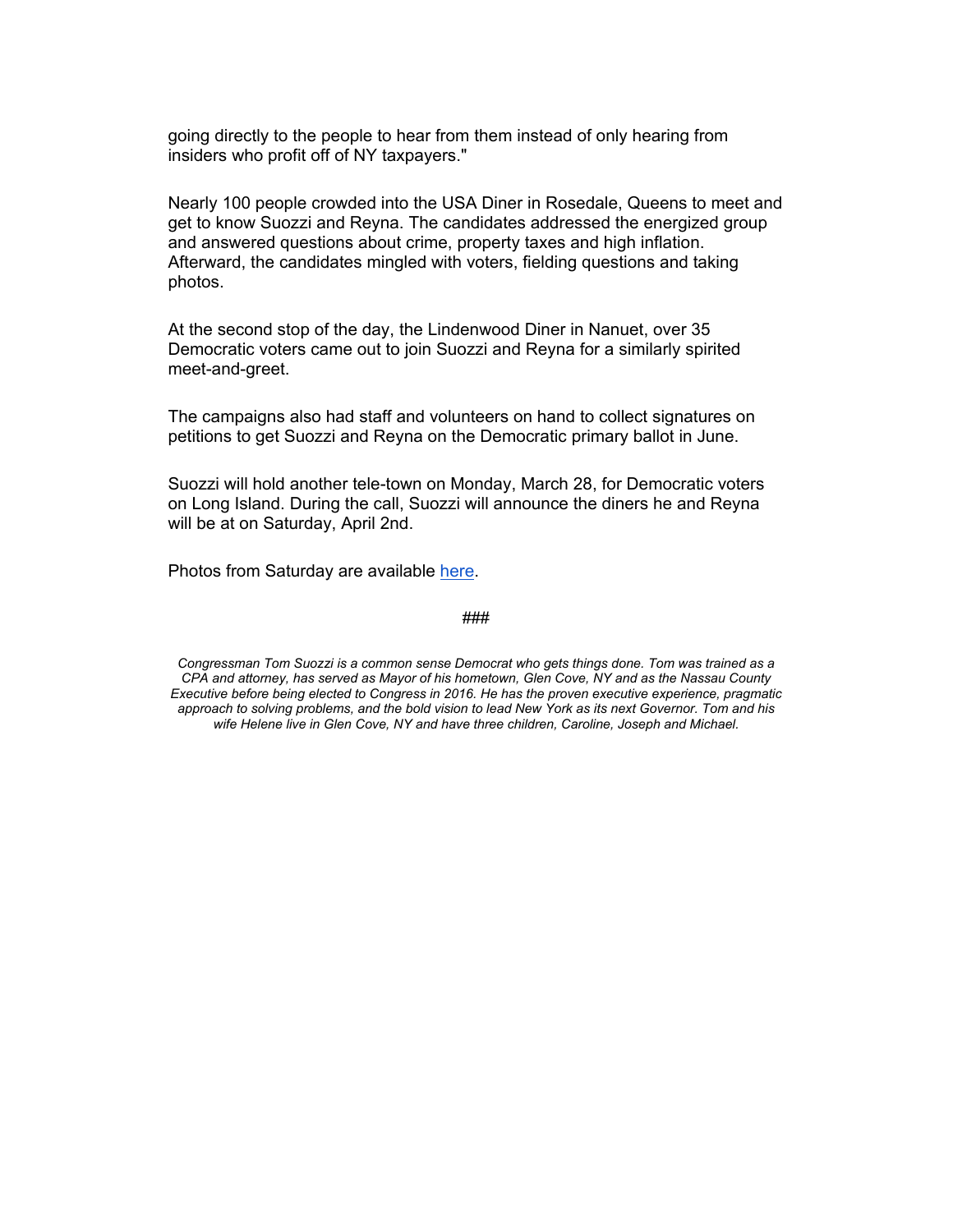going directly to the people to hear from them instead of only hearing from insiders who profit off of NY taxpayers."

Nearly 100 people crowded into the USA Diner in Rosedale, Queens to meet and get to know Suozzi and Reyna. The candidates addressed the energized group and answered questions about crime, property taxes and high inflation. Afterward, the candidates mingled with voters, fielding questions and taking photos.

At the second stop of the day, the Lindenwood Diner in Nanuet, over 35 Democratic voters came out to join Suozzi and Reyna for a similarly spirited meet-and-greet.

The campaigns also had staff and volunteers on hand to collect signatures on petitions to get Suozzi and Reyna on the Democratic primary ballot in June.

Suozzi will hold another tele-town on Monday, March 28, for Democratic voters on Long Island. During the call, Suozzi will announce the diners he and Reyna will be at on Saturday, April 2nd.

Photos from Saturday are available here.

###

*Congressman Tom Suozzi is a common sense Democrat who gets things done. Tom was trained as a CPA and attorney, has served as Mayor of his hometown, Glen Cove, NY and as the Nassau County Executive before being elected to Congress in 2016. He has the proven executive experience, pragmatic approach to solving problems, and the bold vision to lead New York as its next Governor. Tom and his wife Helene live in Glen Cove, NY and have three children, Caroline, Joseph and Michael.*